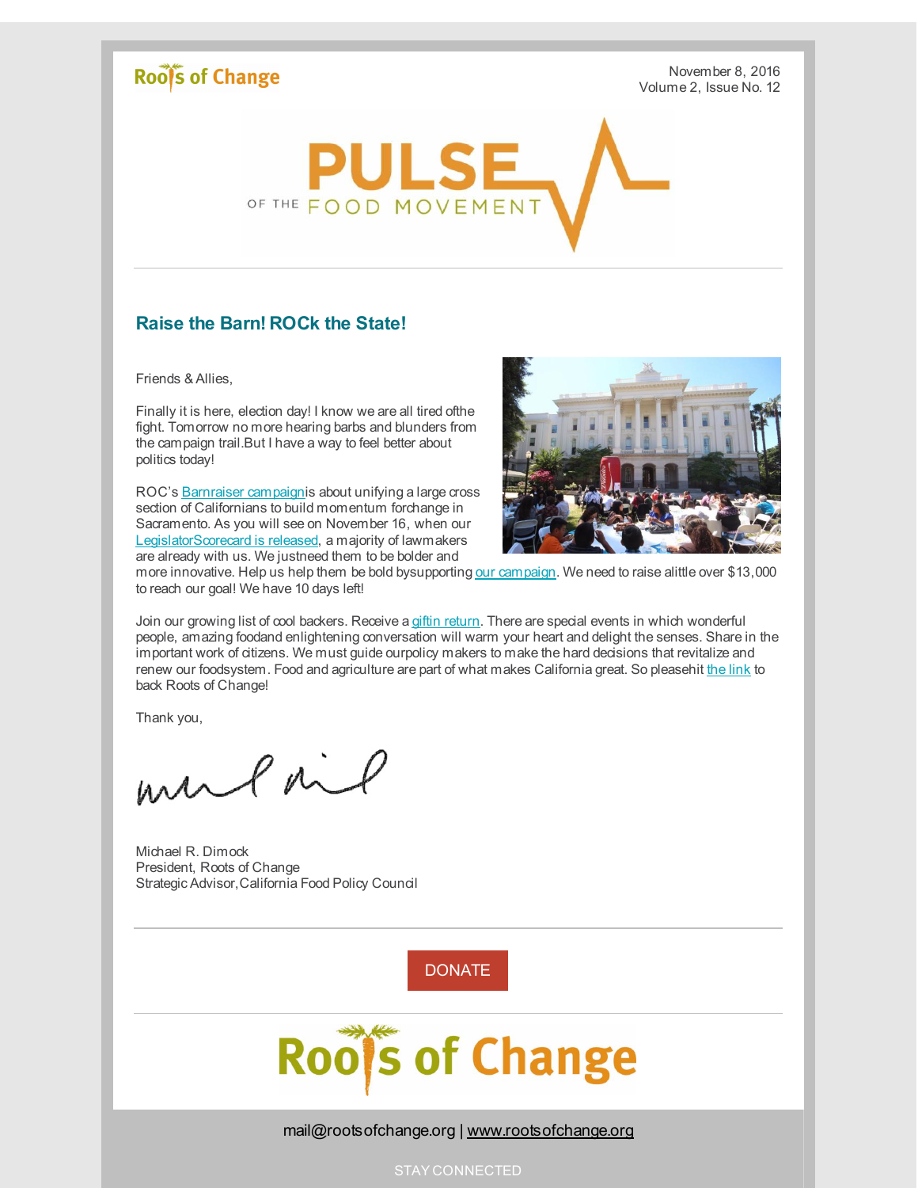Roots of Change

November 8, 2016
Volume 2, Issue No. 12

# PULSE OF THE FOOD MOVEMENT

## Raise the Barn! ROCk the State!

Friends & Allies,

Finally it is here, election day! I know we are all tired ofthe fight. Tomorrow no more hearing barbs and blunders from the campaign trail.But I have a way to feel better about politics today!

ROC's Barnraiser campaignis about unifying a large cross section of Californians to build momentum forchange in Sacramento. As you will see on November 16, when our LegislatorScorecard is released, a majority of lawmakers are already with us. We justneed them to be bolder and more innovative. Help us help them be bold bysupporting our campaign. We need to raise alittle over $13,000 to reach our goal! We have 10 days left!

Join our growing list of cool backers. Receive a giftin return. There are special events in which wonderful people, amazing foodand enlightening conversation will warm your heart and delight the senses. Share in the important work of citizens. We must guide ourpolicy makers to make the hard decisions that revitalize and renew our foodsystem. Food and agriculture are part of what makes California great. So pleasehit the link to back Roots of Change!

Thank you,

Michael R. Dimock
President, Roots of Change
Strategic Advisor,California Food Policy Council

DONATE

Roots of Change

mail@rootsofchange.org | www.rootsofchange.org

STAY CONNECTED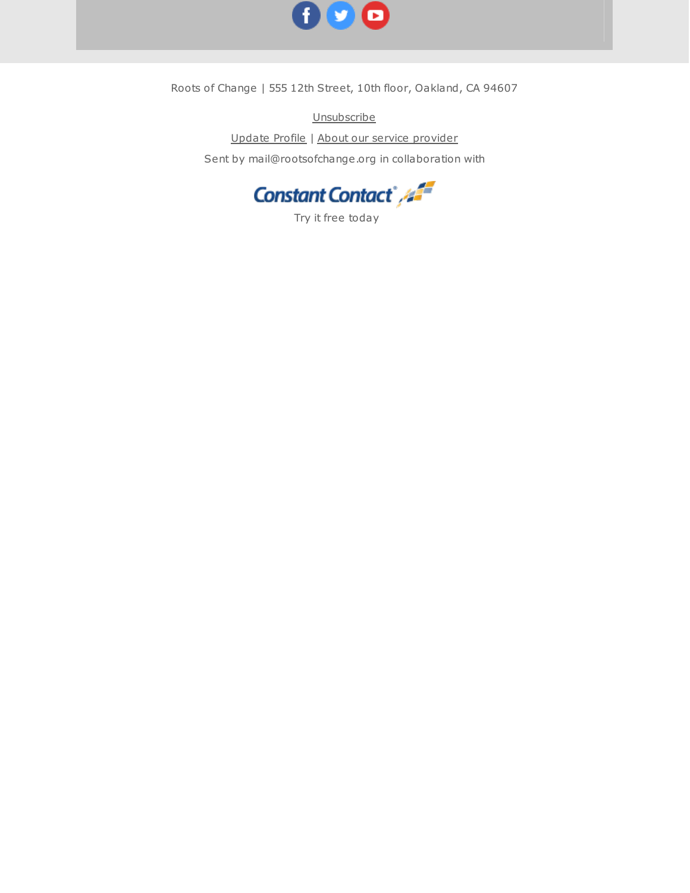Roots of Change | 555 12th Street, 10th floor, Oakland, CA 94607

Unsubscribe

Update Profile | About our service provider

Sent by mail@rootsofchange.org in collaboration with

Constant Contact

Try it free today